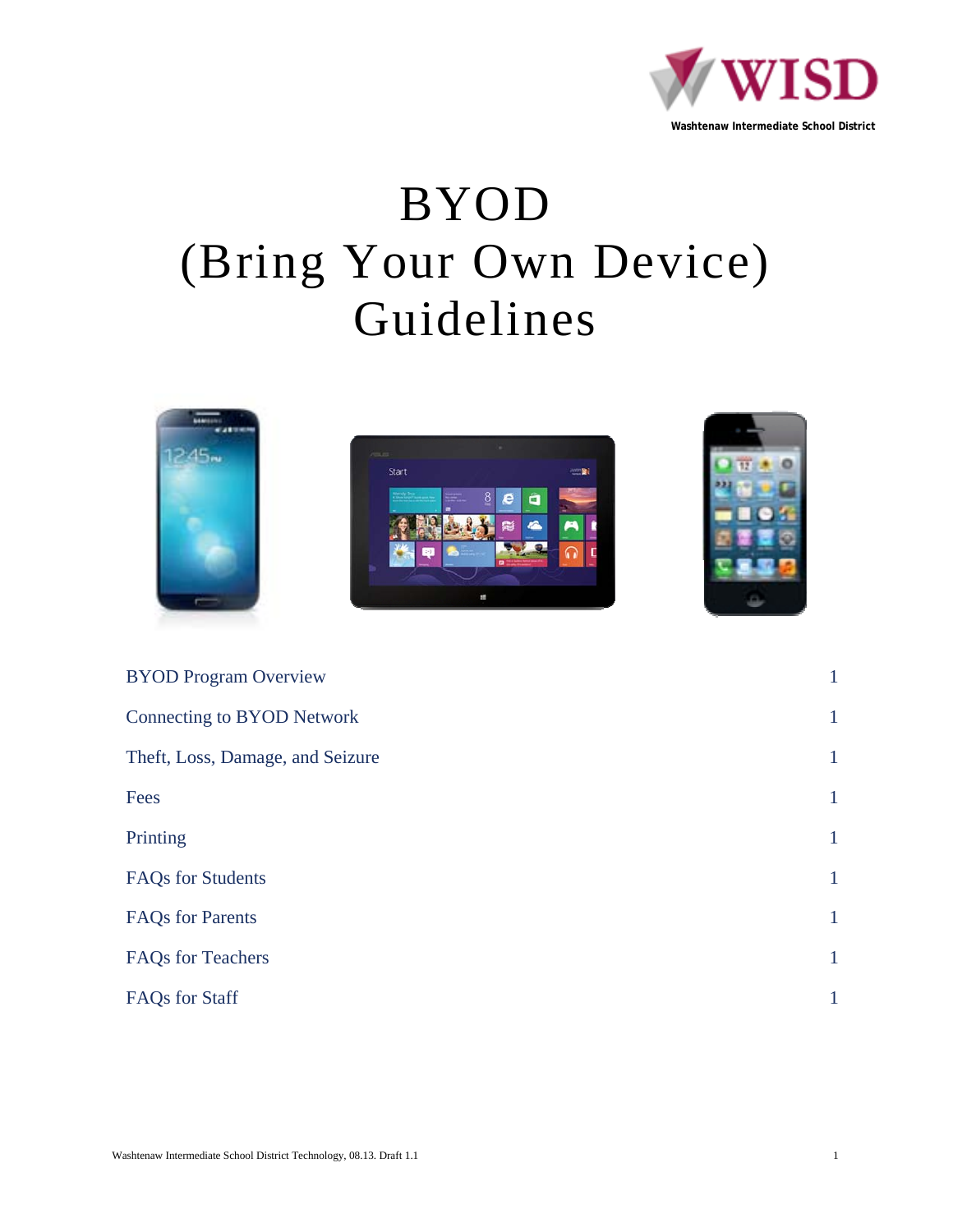**WISD**

**Washtenaw Intermediate School District**

# BYOD
# (Bring Your Own Device)
# Guidelines

| | |
|---|---|
| BYOD Program Overview | 1 |
| Connecting to BYOD Network | 1 |
| Theft, Loss, Damage, and Seizure | 1 |
| Fees | 1 |
| Printing | 1 |
| FAQs for Students | 1 |
| FAQs for Parents | 1 |
| FAQs for Teachers | 1 |
| FAQs for Staff | 1 |

Washtenaw Intermediate School District Technology, 08.13. Draft 1.1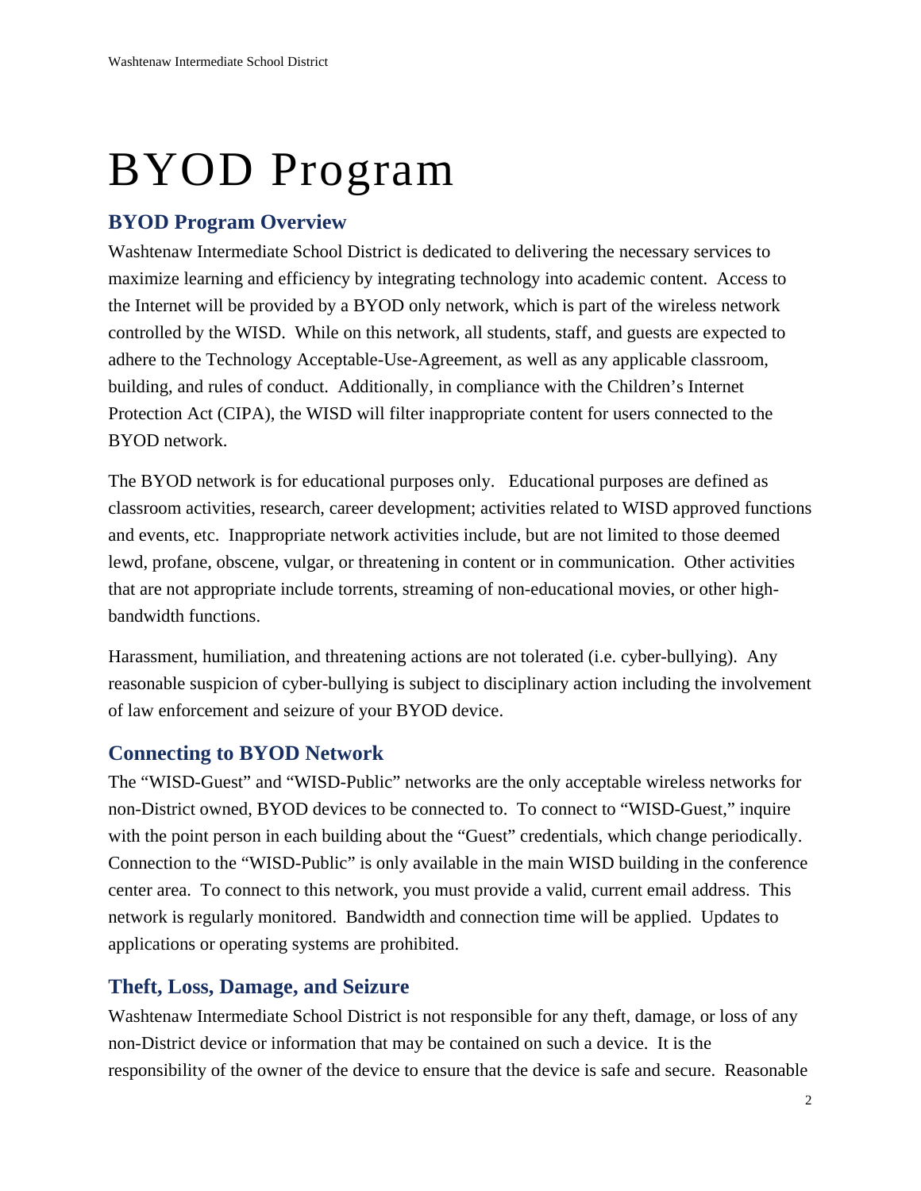# BYOD Program

## BYOD Program Overview

Washtenaw Intermediate School District is dedicated to delivering the necessary services to maximize learning and efficiency by integrating technology into academic content. Access to the Internet will be provided by a BYOD only network, which is part of the wireless network controlled by the WISD. While on this network, all students, staff, and guests are expected to adhere to the Technology Acceptable-Use-Agreement, as well as any applicable classroom, building, and rules of conduct. Additionally, in compliance with the Children's Internet Protection Act (CIPA), the WISD will filter inappropriate content for users connected to the BYOD network.

The BYOD network is for educational purposes only. Educational purposes are defined as classroom activities, research, career development; activities related to WISD approved functions and events, etc. Inappropriate network activities include, but are not limited to those deemed lewd, profane, obscene, vulgar, or threatening in content or in communication. Other activities that are not appropriate include torrents, streaming of non-educational movies, or other high-bandwidth functions.

Harassment, humiliation, and threatening actions are not tolerated (i.e. cyber-bullying). Any reasonable suspicion of cyber-bullying is subject to disciplinary action including the involvement of law enforcement and seizure of your BYOD device.

## Connecting to BYOD Network

The "WISD-Guest" and "WISD-Public" networks are the only acceptable wireless networks for non-District owned, BYOD devices to be connected to. To connect to "WISD-Guest," inquire with the point person in each building about the "Guest" credentials, which change periodically. Connection to the "WISD-Public" is only available in the main WISD building in the conference center area. To connect to this network, you must provide a valid, current email address. This network is regularly monitored. Bandwidth and connection time will be applied. Updates to applications or operating systems are prohibited.

## Theft, Loss, Damage, and Seizure

Washtenaw Intermediate School District is not responsible for any theft, damage, or loss of any non-District device or information that may be contained on such a device. It is the responsibility of the owner of the device to ensure that the device is safe and secure. Reasonable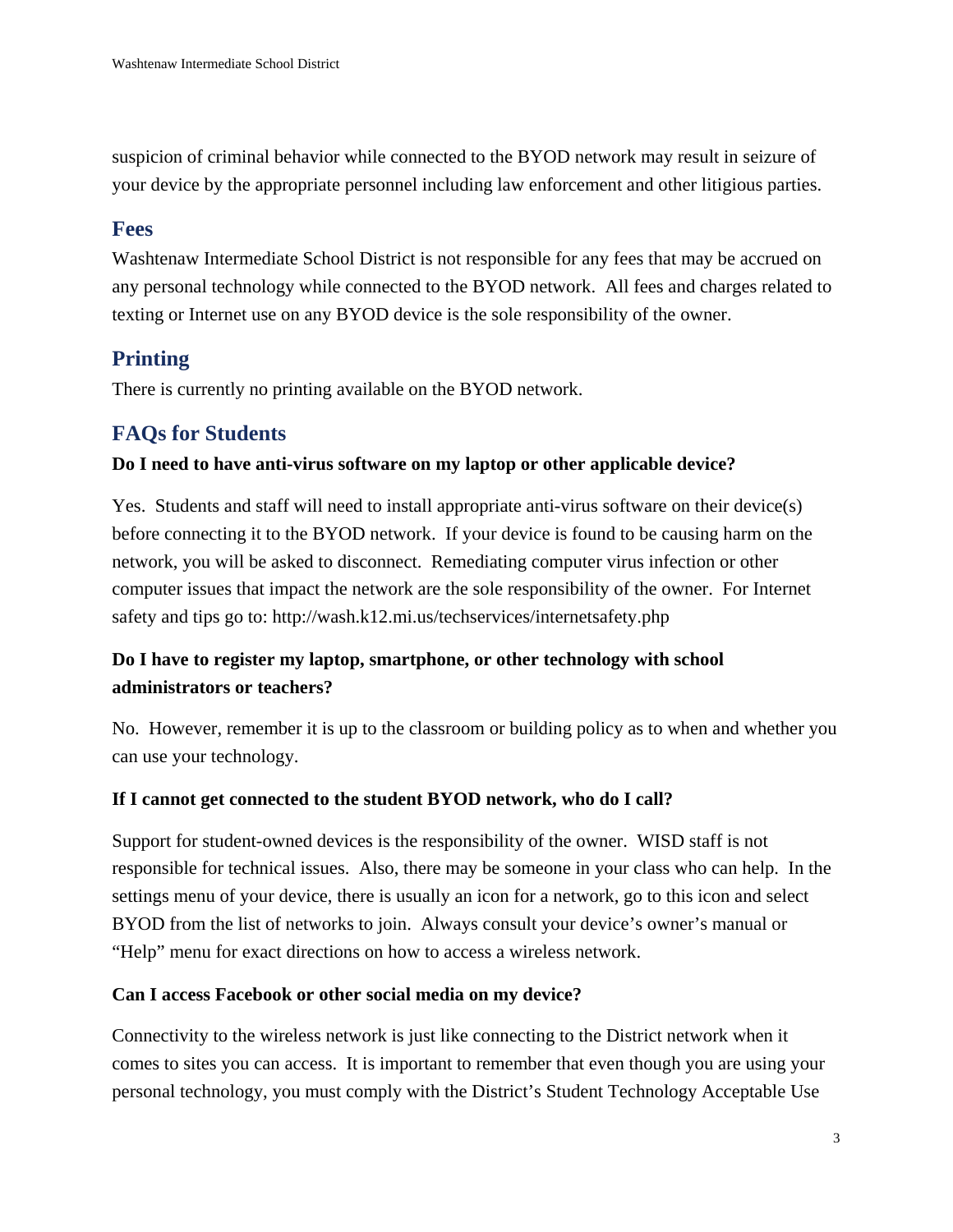suspicion of criminal behavior while connected to the BYOD network may result in seizure of your device by the appropriate personnel including law enforcement and other litigious parties.

## Fees

Washtenaw Intermediate School District is not responsible for any fees that may be accrued on any personal technology while connected to the BYOD network. All fees and charges related to texting or Internet use on any BYOD device is the sole responsibility of the owner.

## Printing

There is currently no printing available on the BYOD network.

## FAQs for Students

**Do I need to have anti-virus software on my laptop or other applicable device?**

Yes. Students and staff will need to install appropriate anti-virus software on their device(s) before connecting it to the BYOD network. If your device is found to be causing harm on the network, you will be asked to disconnect. Remediating computer virus infection or other computer issues that impact the network are the sole responsibility of the owner. For Internet safety and tips go to: http://wash.k12.mi.us/techservices/internetsafety.php

**Do I have to register my laptop, smartphone, or other technology with school administrators or teachers?**

No. However, remember it is up to the classroom or building policy as to when and whether you can use your technology.

**If I cannot get connected to the student BYOD network, who do I call?**

Support for student-owned devices is the responsibility of the owner. WISD staff is not responsible for technical issues. Also, there may be someone in your class who can help. In the settings menu of your device, there is usually an icon for a network, go to this icon and select BYOD from the list of networks to join. Always consult your device's owner's manual or "Help" menu for exact directions on how to access a wireless network.

**Can I access Facebook or other social media on my device?**

Connectivity to the wireless network is just like connecting to the District network when it comes to sites you can access. It is important to remember that even though you are using your personal technology, you must comply with the District's Student Technology Acceptable Use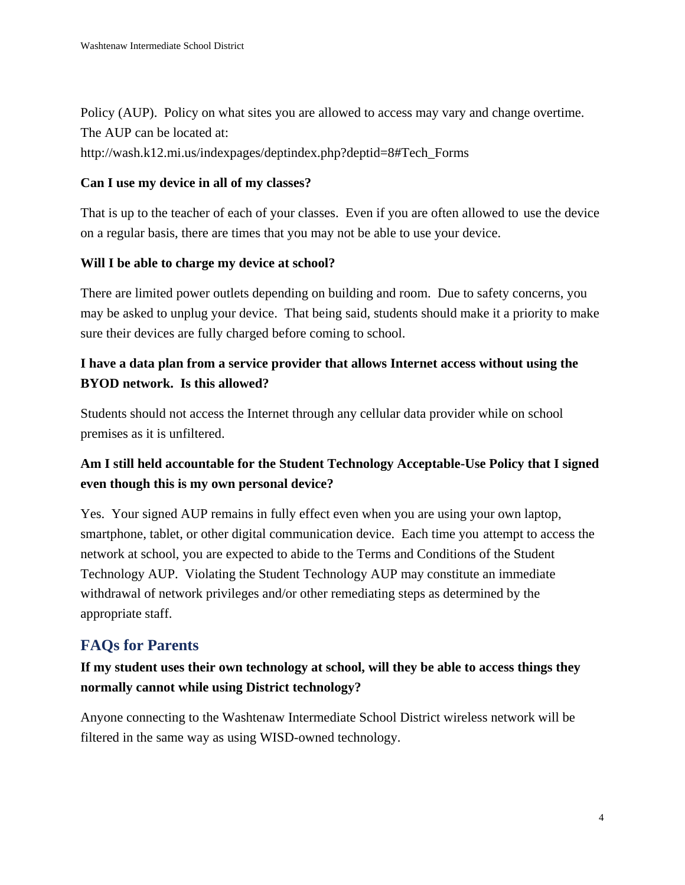Policy (AUP). Policy on what sites you are allowed to access may vary and change overtime. The AUP can be located at: http://wash.k12.mi.us/indexpages/deptindex.php?deptid=8#Tech_Forms

**Can I use my device in all of my classes?**

That is up to the teacher of each of your classes. Even if you are often allowed to use the device on a regular basis, there are times that you may not be able to use your device.

**Will I be able to charge my device at school?**

There are limited power outlets depending on building and room. Due to safety concerns, you may be asked to unplug your device. That being said, students should make it a priority to make sure their devices are fully charged before coming to school.

**I have a data plan from a service provider that allows Internet access without using the BYOD network. Is this allowed?**

Students should not access the Internet through any cellular data provider while on school premises as it is unfiltered.

**Am I still held accountable for the Student Technology Acceptable-Use Policy that I signed even though this is my own personal device?**

Yes. Your signed AUP remains in fully effect even when you are using your own laptop, smartphone, tablet, or other digital communication device. Each time you attempt to access the network at school, you are expected to abide to the Terms and Conditions of the Student Technology AUP. Violating the Student Technology AUP may constitute an immediate withdrawal of network privileges and/or other remediating steps as determined by the appropriate staff.

## FAQs for Parents

**If my student uses their own technology at school, will they be able to access things they normally cannot while using District technology?**

Anyone connecting to the Washtenaw Intermediate School District wireless network will be filtered in the same way as using WISD-owned technology.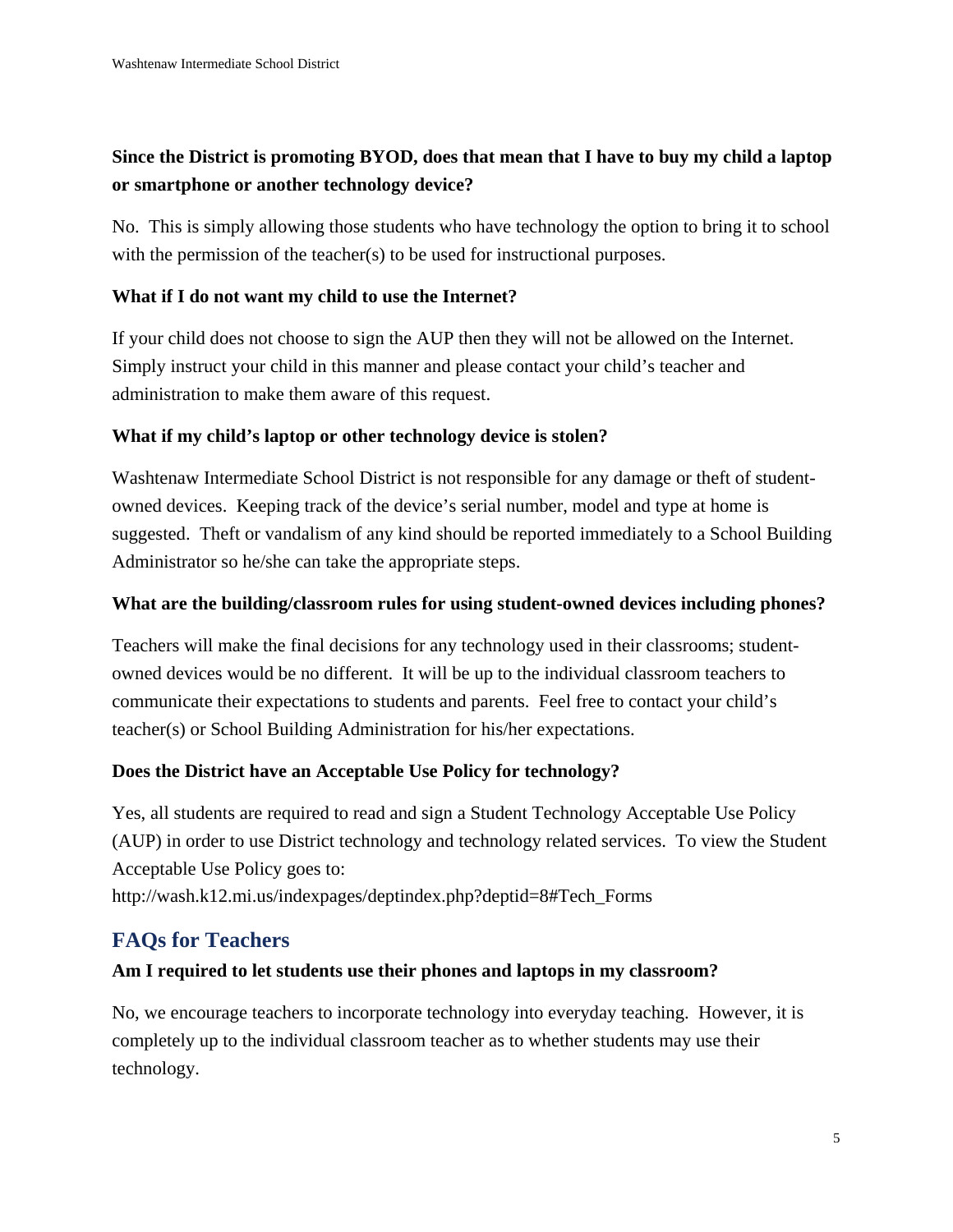**Since the District is promoting BYOD, does that mean that I have to buy my child a laptop or smartphone or another technology device?**

No. This is simply allowing those students who have technology the option to bring it to school with the permission of the teacher(s) to be used for instructional purposes.

**What if I do not want my child to use the Internet?**

If your child does not choose to sign the AUP then they will not be allowed on the Internet. Simply instruct your child in this manner and please contact your child's teacher and administration to make them aware of this request.

**What if my child's laptop or other technology device is stolen?**

Washtenaw Intermediate School District is not responsible for any damage or theft of student-owned devices. Keeping track of the device's serial number, model and type at home is suggested. Theft or vandalism of any kind should be reported immediately to a School Building Administrator so he/she can take the appropriate steps.

**What are the building/classroom rules for using student-owned devices including phones?**

Teachers will make the final decisions for any technology used in their classrooms; student-owned devices would be no different. It will be up to the individual classroom teachers to communicate their expectations to students and parents. Feel free to contact your child's teacher(s) or School Building Administration for his/her expectations.

**Does the District have an Acceptable Use Policy for technology?**

Yes, all students are required to read and sign a Student Technology Acceptable Use Policy (AUP) in order to use District technology and technology related services. To view the Student Acceptable Use Policy goes to:
http://wash.k12.mi.us/indexpages/deptindex.php?deptid=8#Tech_Forms

## FAQs for Teachers

**Am I required to let students use their phones and laptops in my classroom?**

No, we encourage teachers to incorporate technology into everyday teaching. However, it is completely up to the individual classroom teacher as to whether students may use their technology.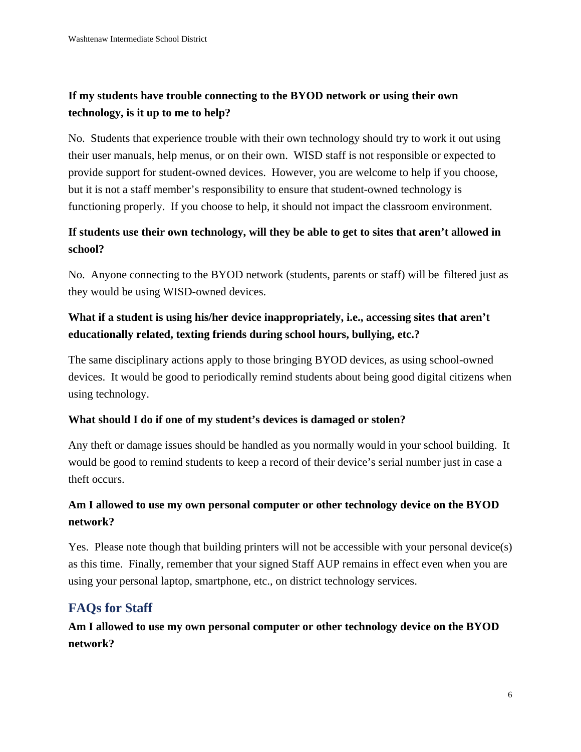**If my students have trouble connecting to the BYOD network or using their own technology, is it up to me to help?**

No. Students that experience trouble with their own technology should try to work it out using their user manuals, help menus, or on their own. WISD staff is not responsible or expected to provide support for student-owned devices. However, you are welcome to help if you choose, but it is not a staff member's responsibility to ensure that student-owned technology is functioning properly. If you choose to help, it should not impact the classroom environment.

**If students use their own technology, will they be able to get to sites that aren't allowed in school?**

No. Anyone connecting to the BYOD network (students, parents or staff) will be filtered just as they would be using WISD-owned devices.

**What if a student is using his/her device inappropriately, i.e., accessing sites that aren't educationally related, texting friends during school hours, bullying, etc.?**

The same disciplinary actions apply to those bringing BYOD devices, as using school-owned devices. It would be good to periodically remind students about being good digital citizens when using technology.

**What should I do if one of my student's devices is damaged or stolen?**

Any theft or damage issues should be handled as you normally would in your school building. It would be good to remind students to keep a record of their device's serial number just in case a theft occurs.

**Am I allowed to use my own personal computer or other technology device on the BYOD network?**

Yes. Please note though that building printers will not be accessible with your personal device(s) as this time. Finally, remember that your signed Staff AUP remains in effect even when you are using your personal laptop, smartphone, etc., on district technology services.

## FAQs for Staff

**Am I allowed to use my own personal computer or other technology device on the BYOD network?**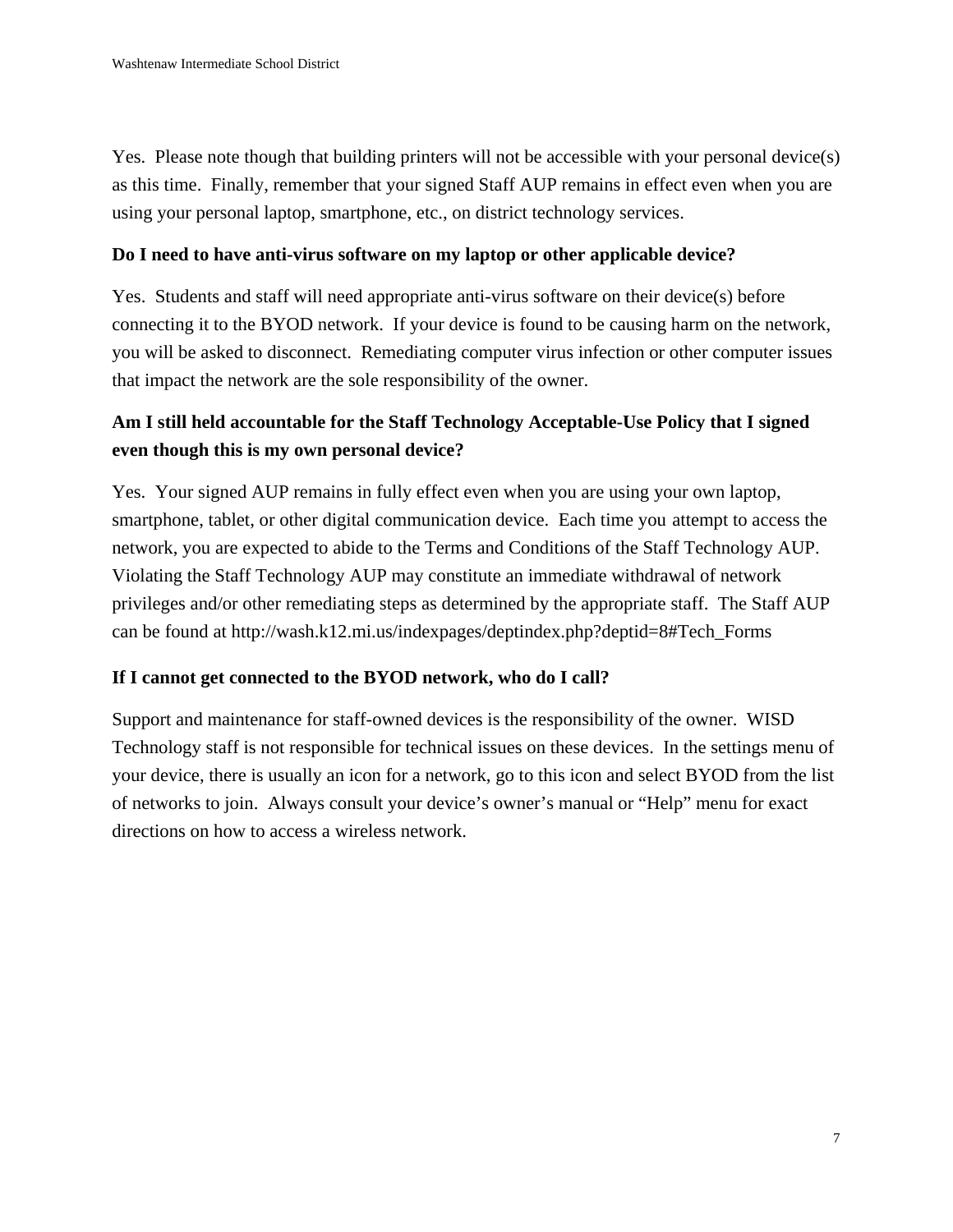Yes.  Please note though that building printers will not be accessible with your personal device(s) as this time.  Finally, remember that your signed Staff AUP remains in effect even when you are using your personal laptop, smartphone, etc., on district technology services.

**Do I need to have anti-virus software on my laptop or other applicable device?**

Yes.  Students and staff will need appropriate anti-virus software on their device(s) before connecting it to the BYOD network.  If your device is found to be causing harm on the network, you will be asked to disconnect.  Remediating computer virus infection or other computer issues that impact the network are the sole responsibility of the owner.

**Am I still held accountable for the Staff Technology Acceptable-Use Policy that I signed even though this is my own personal device?**

Yes.  Your signed AUP remains in fully effect even when you are using your own laptop, smartphone, tablet, or other digital communication device.  Each time you attempt to access the network, you are expected to abide to the Terms and Conditions of the Staff Technology AUP.  Violating the Staff Technology AUP may constitute an immediate withdrawal of network privileges and/or other remediating steps as determined by the appropriate staff.  The Staff AUP can be found at http://wash.k12.mi.us/indexpages/deptindex.php?deptid=8#Tech_Forms

**If I cannot get connected to the BYOD network, who do I call?**

Support and maintenance for staff-owned devices is the responsibility of the owner.  WISD Technology staff is not responsible for technical issues on these devices.  In the settings menu of your device, there is usually an icon for a network, go to this icon and select BYOD from the list of networks to join.  Always consult your device's owner's manual or "Help" menu for exact directions on how to access a wireless network.